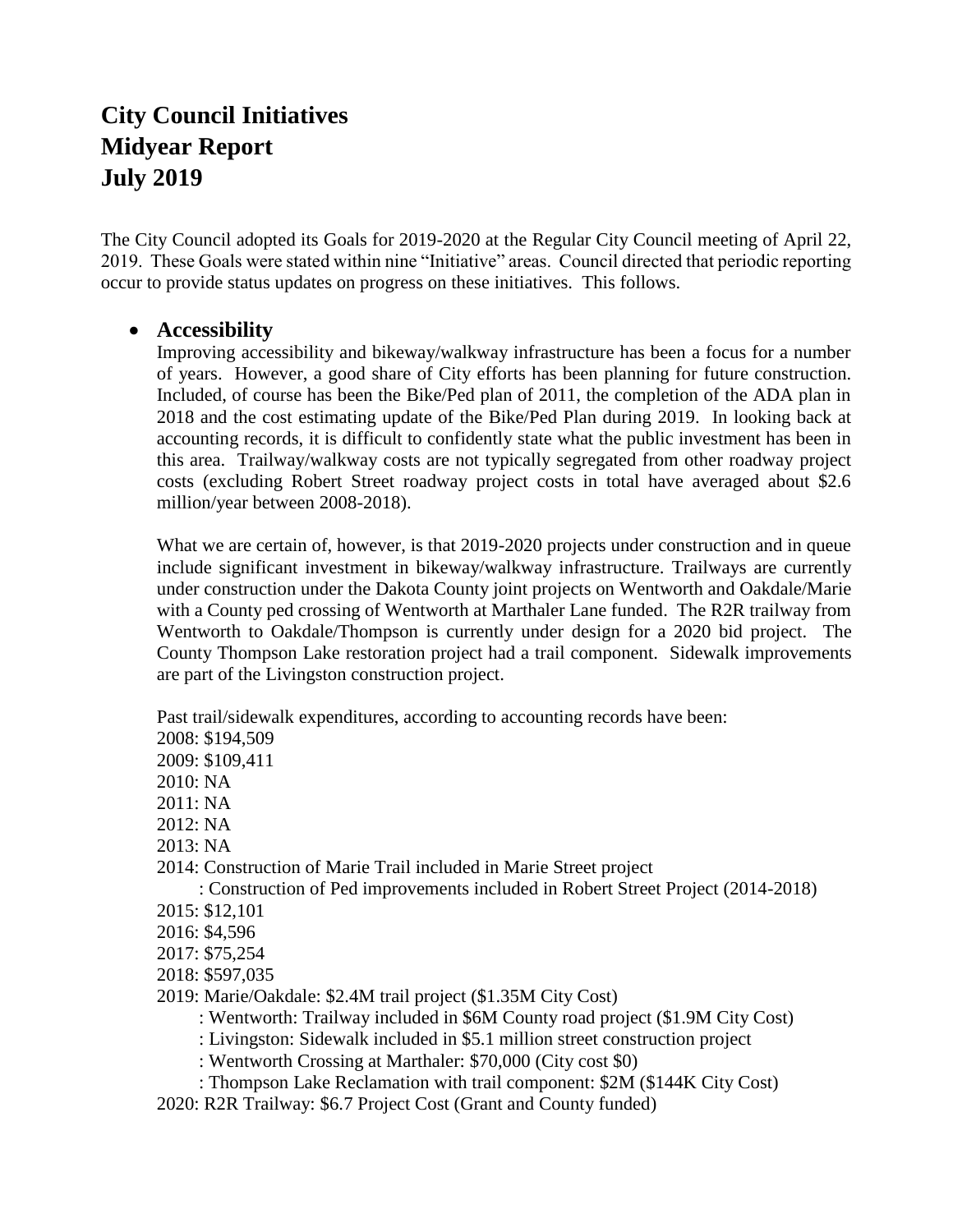# City Council Initiatives
# Midyear Report
# July 2019

The City Council adopted its Goals for 2019-2020 at the Regular City Council meeting of April 22, 2019. These Goals were stated within nine "Initiative" areas. Council directed that periodic reporting occur to provide status updates on progress on these initiatives. This follows.

- ## Accessibility

  Improving accessibility and bikeway/walkway infrastructure has been a focus for a number of years. However, a good share of City efforts has been planning for future construction. Included, of course has been the Bike/Ped plan of 2011, the completion of the ADA plan in 2018 and the cost estimating update of the Bike/Ped Plan during 2019. In looking back at accounting records, it is difficult to confidently state what the public investment has been in this area. Trailway/walkway costs are not typically segregated from other roadway project costs (excluding Robert Street roadway project costs in total have averaged about $2.6 million/year between 2008-2018).

  What we are certain of, however, is that 2019-2020 projects under construction and in queue include significant investment in bikeway/walkway infrastructure. Trailways are currently under construction under the Dakota County joint projects on Wentworth and Oakdale/Marie with a County ped crossing of Wentworth at Marthaler Lane funded. The R2R trailway from Wentworth to Oakdale/Thompson is currently under design for a 2020 bid project. The County Thompson Lake restoration project had a trail component. Sidewalk improvements are part of the Livingston construction project.

  Past trail/sidewalk expenditures, according to accounting records have been:
  2008: $194,509
  2009: $109,411
  2010: NA
  2011: NA
  2012: NA
  2013: NA
  2014: Construction of Marie Trail included in Marie Street project
  : Construction of Ped improvements included in Robert Street Project (2014-2018)
  2015: $12,101
  2016: $4,596
  2017: $75,254
  2018: $597,035
  2019: Marie/Oakdale: $2.4M trail project ($1.35M City Cost)
  : Wentworth: Trailway included in $6M County road project ($1.9M City Cost)
  : Livingston: Sidewalk included in $5.1 million street construction project
  : Wentworth Crossing at Marthaler: $70,000 (City cost $0)
  : Thompson Lake Reclamation with trail component: $2M ($144K City Cost)
  2020: R2R Trailway: $6.7 Project Cost (Grant and County funded)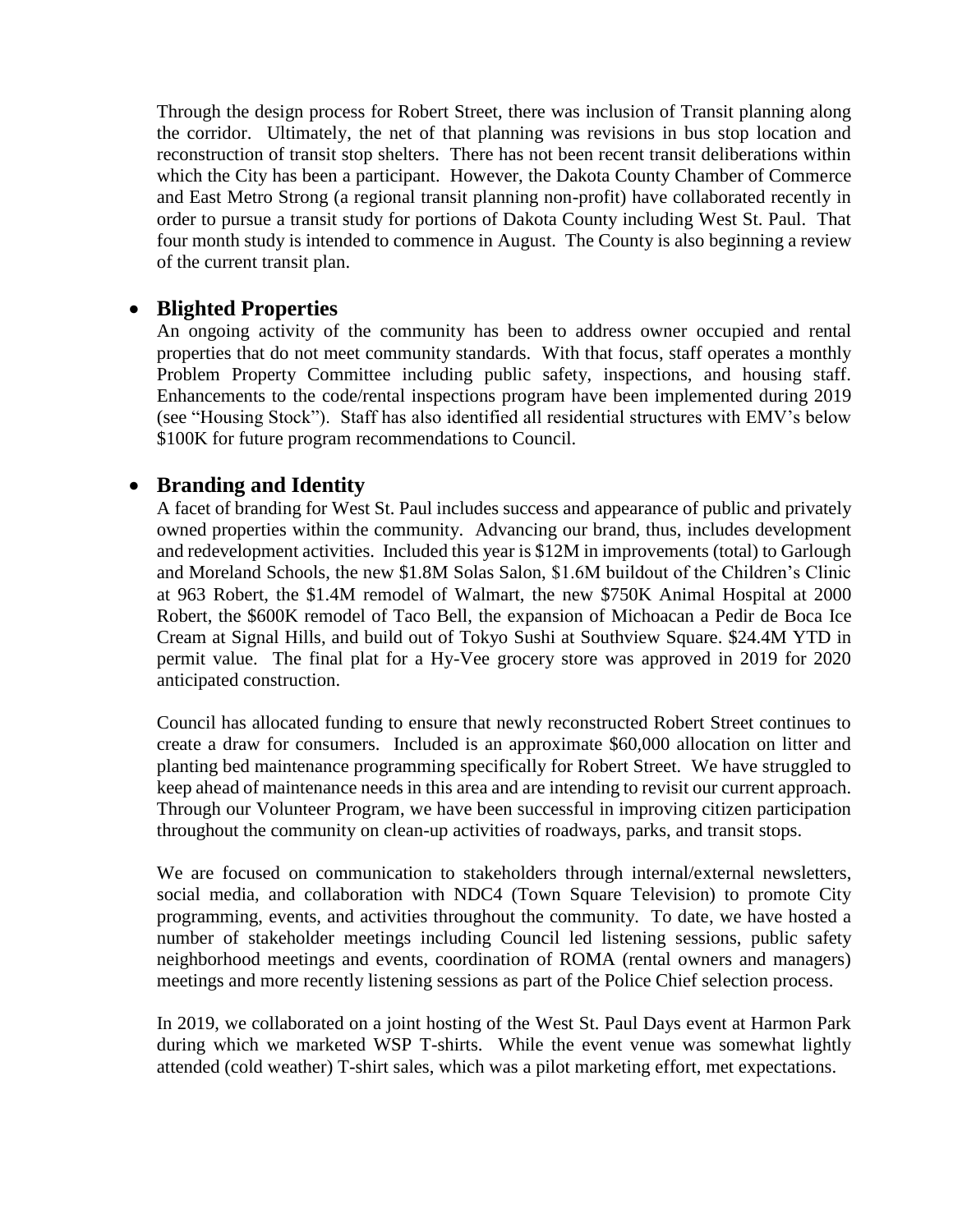Through the design process for Robert Street, there was inclusion of Transit planning along the corridor. Ultimately, the net of that planning was revisions in bus stop location and reconstruction of transit stop shelters. There has not been recent transit deliberations within which the City has been a participant. However, the Dakota County Chamber of Commerce and East Metro Strong (a regional transit planning non-profit) have collaborated recently in order to pursue a transit study for portions of Dakota County including West St. Paul. That four month study is intended to commence in August. The County is also beginning a review of the current transit plan.

- **Blighted Properties**

  An ongoing activity of the community has been to address owner occupied and rental properties that do not meet community standards. With that focus, staff operates a monthly Problem Property Committee including public safety, inspections, and housing staff. Enhancements to the code/rental inspections program have been implemented during 2019 (see "Housing Stock"). Staff has also identified all residential structures with EMV's below \$100K for future program recommendations to Council.

- **Branding and Identity**

  A facet of branding for West St. Paul includes success and appearance of public and privately owned properties within the community. Advancing our brand, thus, includes development and redevelopment activities. Included this year is \$12M in improvements (total) to Garlough and Moreland Schools, the new \$1.8M Solas Salon, \$1.6M buildout of the Children's Clinic at 963 Robert, the \$1.4M remodel of Walmart, the new \$750K Animal Hospital at 2000 Robert, the \$600K remodel of Taco Bell, the expansion of Michoacan a Pedir de Boca Ice Cream at Signal Hills, and build out of Tokyo Sushi at Southview Square. \$24.4M YTD in permit value. The final plat for a Hy-Vee grocery store was approved in 2019 for 2020 anticipated construction.

  Council has allocated funding to ensure that newly reconstructed Robert Street continues to create a draw for consumers. Included is an approximate \$60,000 allocation on litter and planting bed maintenance programming specifically for Robert Street. We have struggled to keep ahead of maintenance needs in this area and are intending to revisit our current approach. Through our Volunteer Program, we have been successful in improving citizen participation throughout the community on clean-up activities of roadways, parks, and transit stops.

  We are focused on communication to stakeholders through internal/external newsletters, social media, and collaboration with NDC4 (Town Square Television) to promote City programming, events, and activities throughout the community. To date, we have hosted a number of stakeholder meetings including Council led listening sessions, public safety neighborhood meetings and events, coordination of ROMA (rental owners and managers) meetings and more recently listening sessions as part of the Police Chief selection process.

  In 2019, we collaborated on a joint hosting of the West St. Paul Days event at Harmon Park during which we marketed WSP T-shirts. While the event venue was somewhat lightly attended (cold weather) T-shirt sales, which was a pilot marketing effort, met expectations.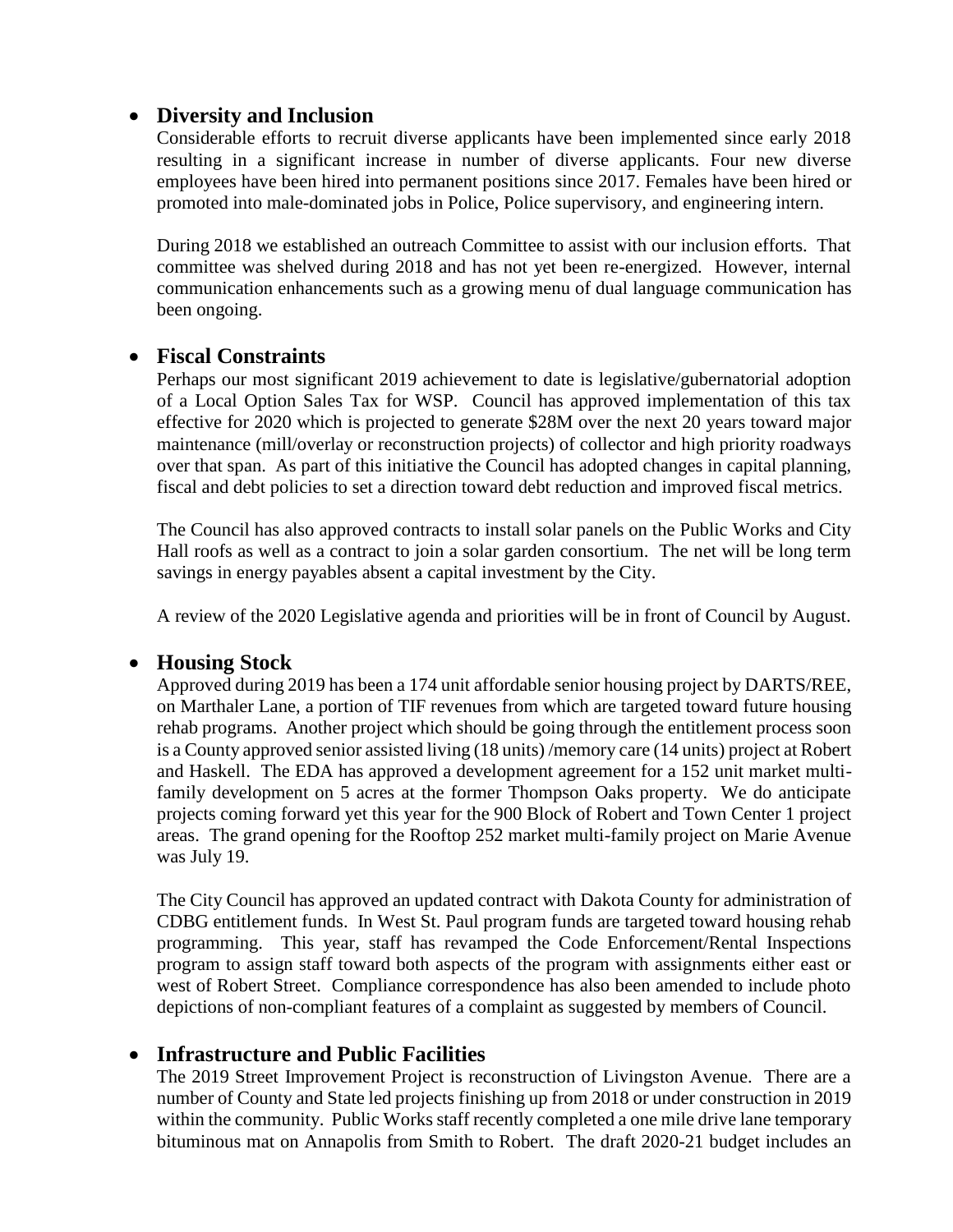- **Diversity and Inclusion**

  Considerable efforts to recruit diverse applicants have been implemented since early 2018 resulting in a significant increase in number of diverse applicants. Four new diverse employees have been hired into permanent positions since 2017. Females have been hired or promoted into male-dominated jobs in Police, Police supervisory, and engineering intern.

  During 2018 we established an outreach Committee to assist with our inclusion efforts. That committee was shelved during 2018 and has not yet been re-energized. However, internal communication enhancements such as a growing menu of dual language communication has been ongoing.

- **Fiscal Constraints**

  Perhaps our most significant 2019 achievement to date is legislative/gubernatorial adoption of a Local Option Sales Tax for WSP. Council has approved implementation of this tax effective for 2020 which is projected to generate $28M over the next 20 years toward major maintenance (mill/overlay or reconstruction projects) of collector and high priority roadways over that span. As part of this initiative the Council has adopted changes in capital planning, fiscal and debt policies to set a direction toward debt reduction and improved fiscal metrics.

  The Council has also approved contracts to install solar panels on the Public Works and City Hall roofs as well as a contract to join a solar garden consortium. The net will be long term savings in energy payables absent a capital investment by the City.

  A review of the 2020 Legislative agenda and priorities will be in front of Council by August.

- **Housing Stock**

  Approved during 2019 has been a 174 unit affordable senior housing project by DARTS/REE, on Marthaler Lane, a portion of TIF revenues from which are targeted toward future housing rehab programs. Another project which should be going through the entitlement process soon is a County approved senior assisted living (18 units) /memory care (14 units) project at Robert and Haskell. The EDA has approved a development agreement for a 152 unit market multi-family development on 5 acres at the former Thompson Oaks property. We do anticipate projects coming forward yet this year for the 900 Block of Robert and Town Center 1 project areas. The grand opening for the Rooftop 252 market multi-family project on Marie Avenue was July 19.

  The City Council has approved an updated contract with Dakota County for administration of CDBG entitlement funds. In West St. Paul program funds are targeted toward housing rehab programming. This year, staff has revamped the Code Enforcement/Rental Inspections program to assign staff toward both aspects of the program with assignments either east or west of Robert Street. Compliance correspondence has also been amended to include photo depictions of non-compliant features of a complaint as suggested by members of Council.

- **Infrastructure and Public Facilities**

  The 2019 Street Improvement Project is reconstruction of Livingston Avenue. There are a number of County and State led projects finishing up from 2018 or under construction in 2019 within the community. Public Works staff recently completed a one mile drive lane temporary bituminous mat on Annapolis from Smith to Robert. The draft 2020-21 budget includes an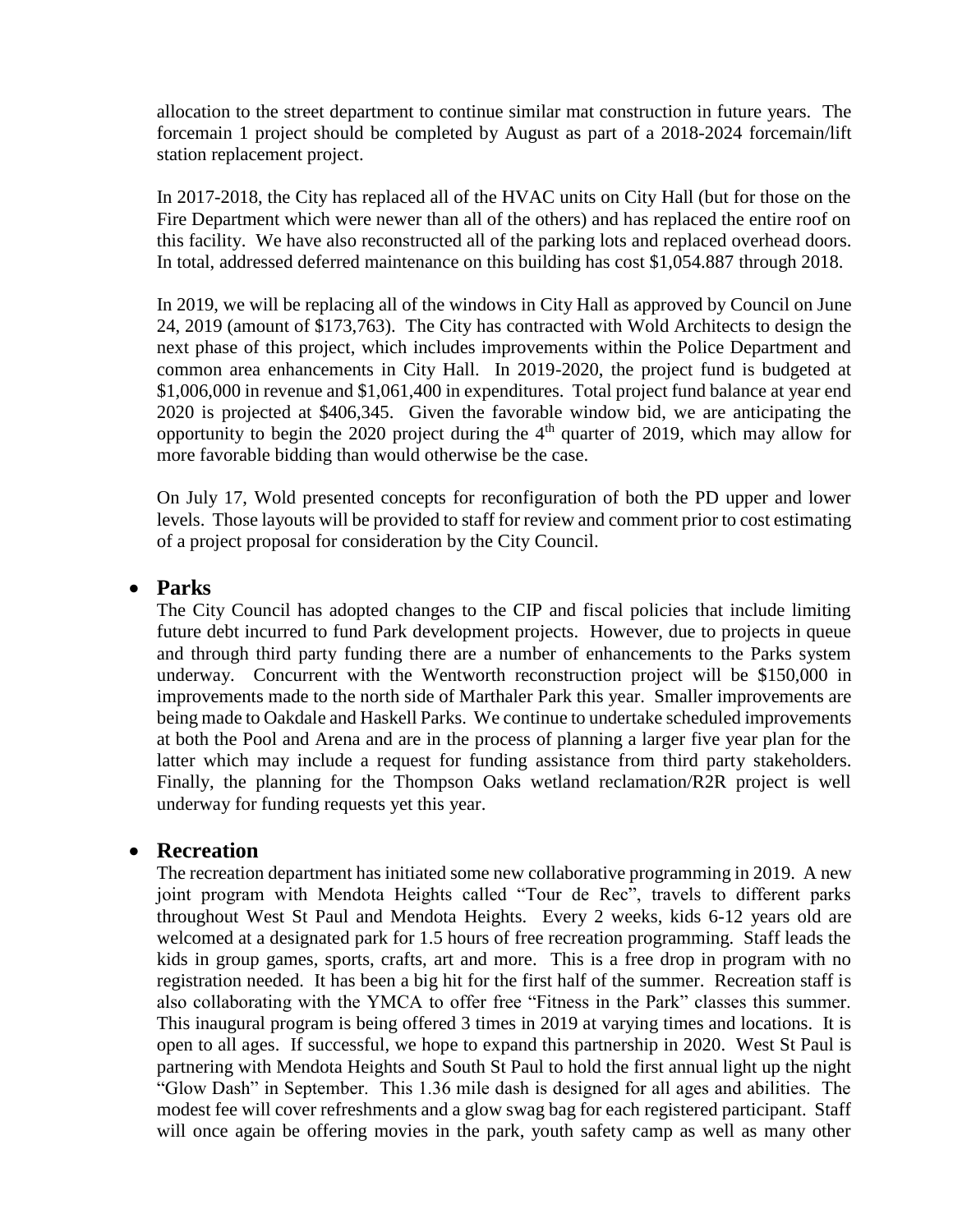allocation to the street department to continue similar mat construction in future years. The forcemain 1 project should be completed by August as part of a 2018-2024 forcemain/lift station replacement project.

In 2017-2018, the City has replaced all of the HVAC units on City Hall (but for those on the Fire Department which were newer than all of the others) and has replaced the entire roof on this facility. We have also reconstructed all of the parking lots and replaced overhead doors. In total, addressed deferred maintenance on this building has cost $1,054.887 through 2018.

In 2019, we will be replacing all of the windows in City Hall as approved by Council on June 24, 2019 (amount of $173,763). The City has contracted with Wold Architects to design the next phase of this project, which includes improvements within the Police Department and common area enhancements in City Hall. In 2019-2020, the project fund is budgeted at $1,006,000 in revenue and $1,061,400 in expenditures. Total project fund balance at year end 2020 is projected at $406,345. Given the favorable window bid, we are anticipating the opportunity to begin the 2020 project during the 4th quarter of 2019, which may allow for more favorable bidding than would otherwise be the case.

On July 17, Wold presented concepts for reconfiguration of both the PD upper and lower levels. Those layouts will be provided to staff for review and comment prior to cost estimating of a project proposal for consideration by the City Council.

- **Parks**

  The City Council has adopted changes to the CIP and fiscal policies that include limiting future debt incurred to fund Park development projects. However, due to projects in queue and through third party funding there are a number of enhancements to the Parks system underway. Concurrent with the Wentworth reconstruction project will be $150,000 in improvements made to the north side of Marthaler Park this year. Smaller improvements are being made to Oakdale and Haskell Parks. We continue to undertake scheduled improvements at both the Pool and Arena and are in the process of planning a larger five year plan for the latter which may include a request for funding assistance from third party stakeholders. Finally, the planning for the Thompson Oaks wetland reclamation/R2R project is well underway for funding requests yet this year.

- **Recreation**

  The recreation department has initiated some new collaborative programming in 2019. A new joint program with Mendota Heights called "Tour de Rec", travels to different parks throughout West St Paul and Mendota Heights. Every 2 weeks, kids 6-12 years old are welcomed at a designated park for 1.5 hours of free recreation programming. Staff leads the kids in group games, sports, crafts, art and more. This is a free drop in program with no registration needed. It has been a big hit for the first half of the summer. Recreation staff is also collaborating with the YMCA to offer free "Fitness in the Park" classes this summer. This inaugural program is being offered 3 times in 2019 at varying times and locations. It is open to all ages. If successful, we hope to expand this partnership in 2020. West St Paul is partnering with Mendota Heights and South St Paul to hold the first annual light up the night "Glow Dash" in September. This 1.36 mile dash is designed for all ages and abilities. The modest fee will cover refreshments and a glow swag bag for each registered participant. Staff will once again be offering movies in the park, youth safety camp as well as many other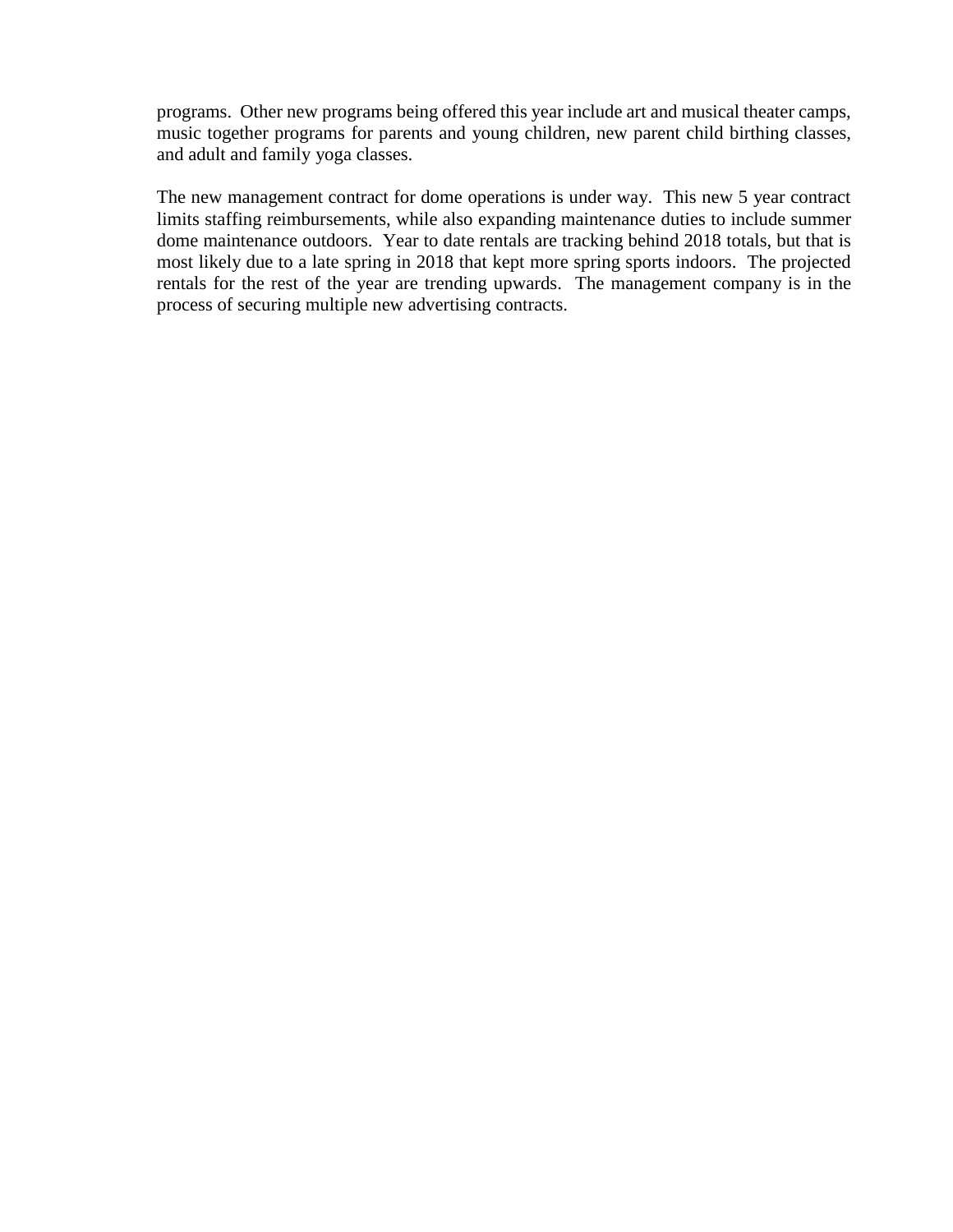programs. Other new programs being offered this year include art and musical theater camps, music together programs for parents and young children, new parent child birthing classes, and adult and family yoga classes.

The new management contract for dome operations is under way. This new 5 year contract limits staffing reimbursements, while also expanding maintenance duties to include summer dome maintenance outdoors. Year to date rentals are tracking behind 2018 totals, but that is most likely due to a late spring in 2018 that kept more spring sports indoors. The projected rentals for the rest of the year are trending upwards. The management company is in the process of securing multiple new advertising contracts.